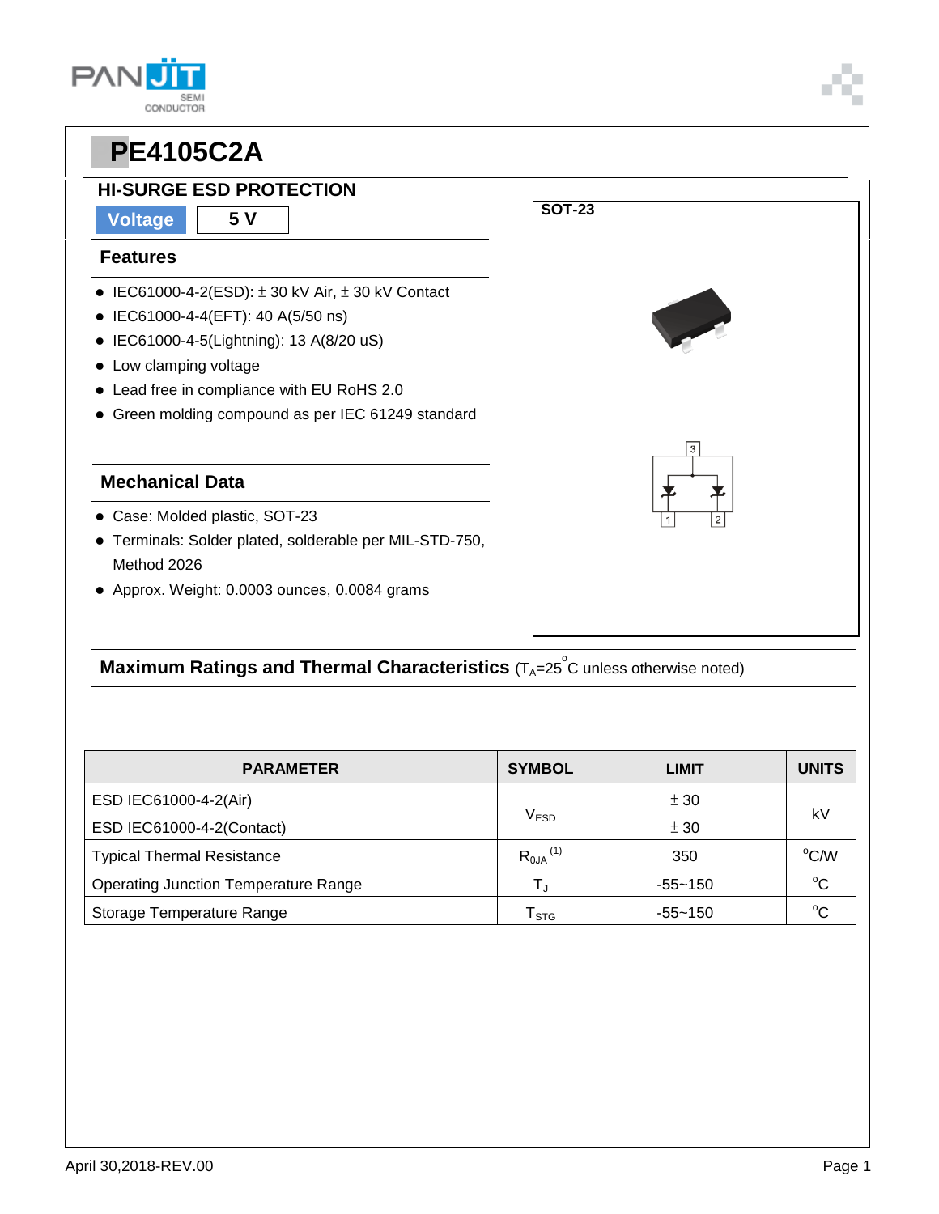# PE4105C2A

## HI-SURGE ESD PROTECTION

**Voltage** | **5 V**

SOT-23

### Features

- IEC61000-4-2(ESD): ± 30 kV Air, ± 30 kV Contact
- IEC61000-4-4(EFT): 40 A(5/50 ns)
- IEC61000-4-5(Lightning): 13 A(8/20 uS)
- Low clamping voltage
- Lead free in compliance with EU RoHS 2.0
- Green molding compound as per IEC 61249 standard

### Mechanical Data

- Case: Molded plastic, SOT-23
- Terminals: Solder plated, solderable per MIL-STD-750, Method 2026
- Approx. Weight: 0.0003 ounces, 0.0084 grams

### Maximum Ratings and Thermal Characteristics ($T_A$=25°C unless otherwise noted)

| PARAMETER | SYMBOL | LIMIT | UNITS |
|---|---|---|---|
| ESD IEC61000-4-2(Air) | $V_{ESD}$ | ± 30 | kV |
| ESD IEC61000-4-2(Contact) | | ± 30 | |
| Typical Thermal Resistance | $R_{\theta JA}$ (1) | 350 | °C/W |
| Operating Junction Temperature Range | $T_J$ | -55~150 | °C |
| Storage Temperature Range | $T_{STG}$ | -55~150 | °C |

April 30,2018-REV.00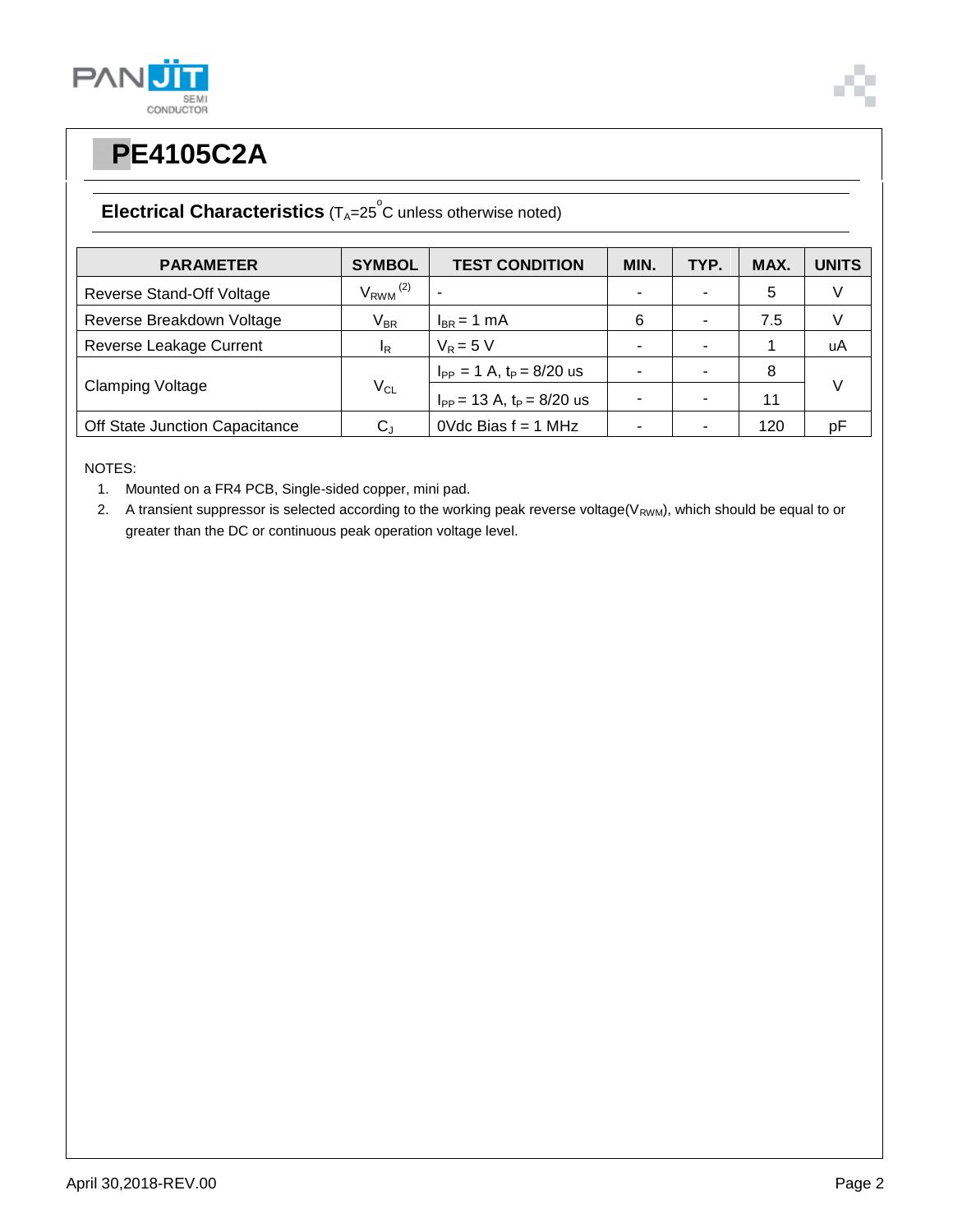# PE4105C2A

## Electrical Characteristics ($T_A$=25°C unless otherwise noted)

| PARAMETER | SYMBOL | TEST CONDITION | MIN. | TYP. | MAX. | UNITS |
|---|---|---|---|---|---|---|
| Reverse Stand-Off Voltage | $V_{RWM}$ (2) | - | - | - | 5 | V |
| Reverse Breakdown Voltage | $V_{BR}$ | $I_{BR}$ = 1 mA | 6 | - | 7.5 | V |
| Reverse Leakage Current | $I_R$ | $V_R$ = 5 V | - | - | 1 | uA |
| Clamping Voltage | $V_{CL}$ | $I_{PP}$ = 1 A, $t_P$ = 8/20 us | - | - | 8 | V |
| | | $I_{PP}$ = 13 A, $t_P$ = 8/20 us | - | - | 11 | |
| Off State Junction Capacitance | $C_J$ | 0Vdc Bias f = 1 MHz | - | - | 120 | pF |

NOTES:

1. Mounted on a FR4 PCB, Single-sided copper, mini pad.
2. A transient suppressor is selected according to the working peak reverse voltage($V_{RWM}$), which should be equal to or greater than the DC or continuous peak operation voltage level.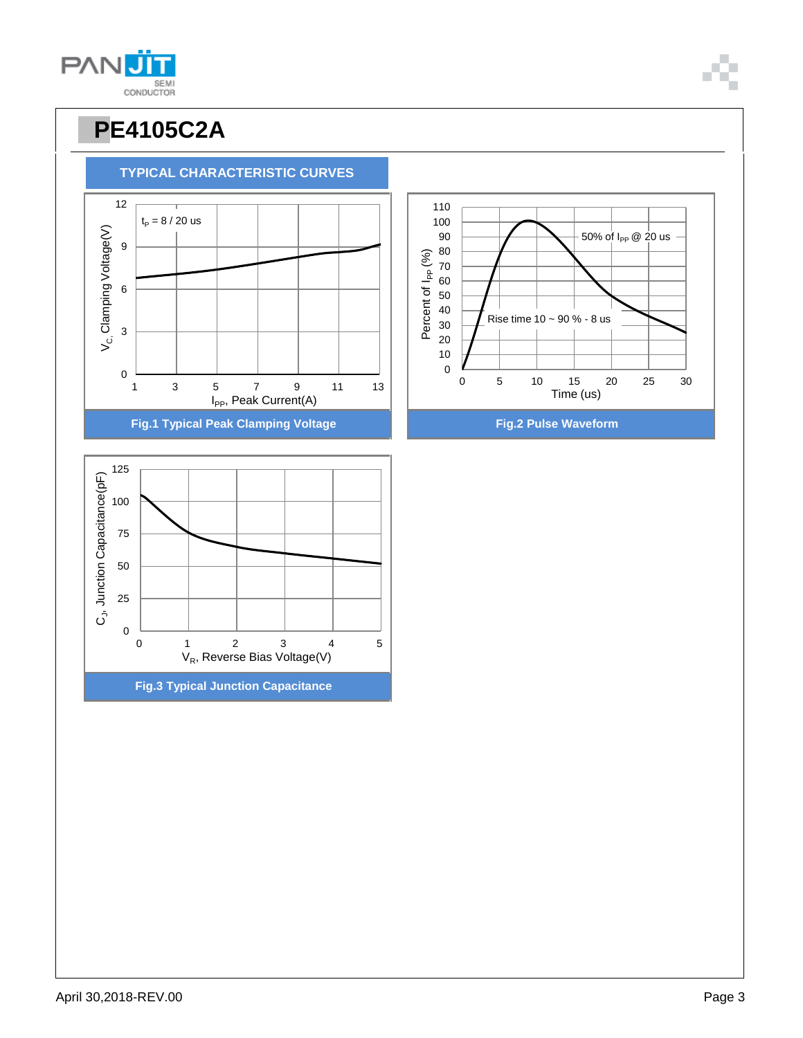# PE4105C2A

## TYPICAL CHARACTERISTIC CURVES

$t_P$ = 8 / 20 us

$V_C$, Clamping Voltage(V) vs. $I_{PP}$, Peak Current(A)

**Fig.1 Typical Peak Clamping Voltage**

50% of $I_{PP}$ @ 20 us

Rise time 10 ~ 90 % - 8 us

Percent of $I_{PP}$ (%) vs. Time (us)

**Fig.2 Pulse Waveform**

$C_J$, Junction Capacitance(pF) vs. $V_R$, Reverse Bias Voltage(V)

**Fig.3 Typical Junction Capacitance**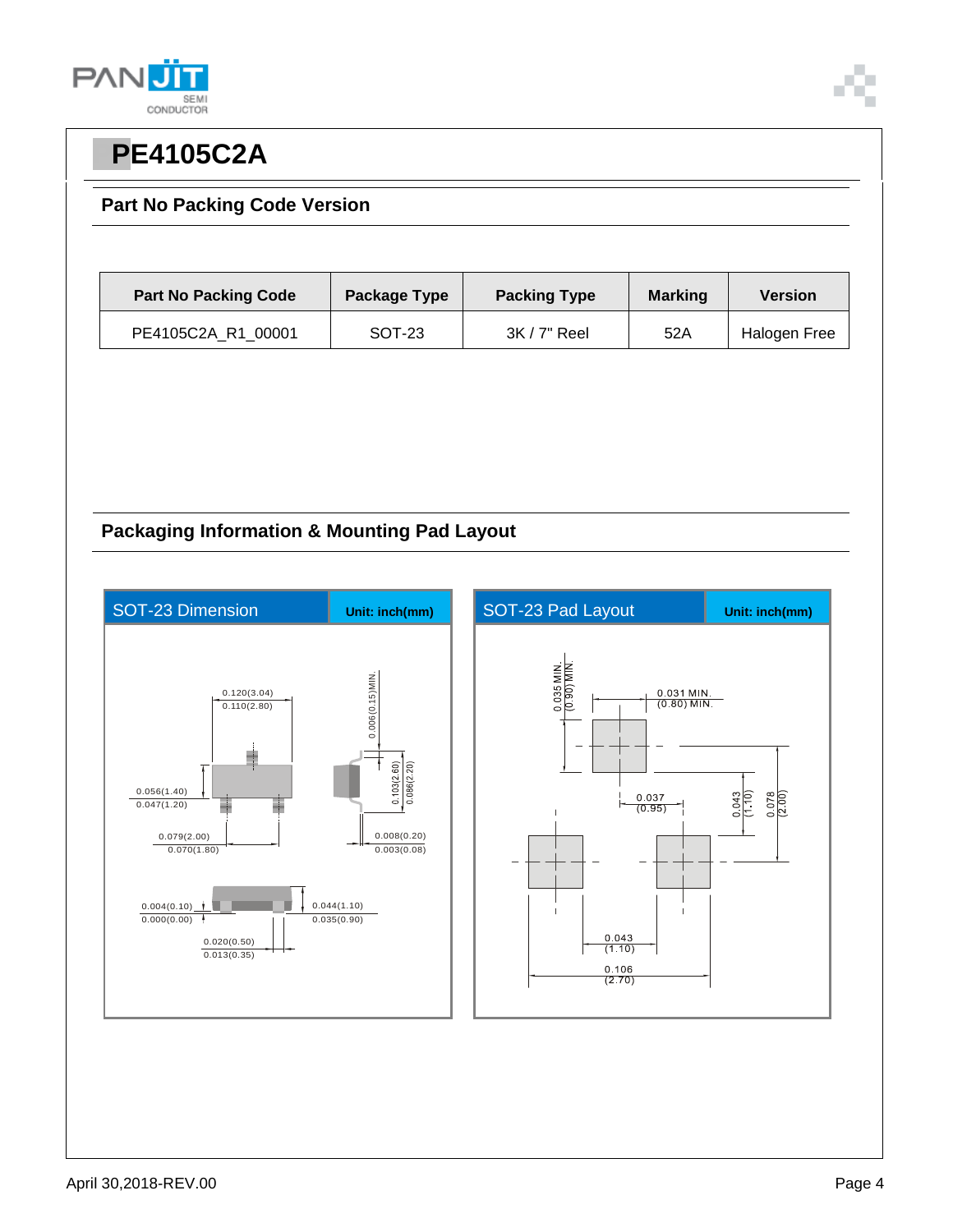# PE4105C2A

## Part No Packing Code Version

| Part No Packing Code | Package Type | Packing Type | Marking | Version |
|---|---|---|---|---|
| PE4105C2A_R1_00001 | SOT-23 | 3K / 7" Reel | 52A | Halogen Free |

## Packaging Information & Mounting Pad Layout

**SOT-23 Dimension** — Unit: inch(mm)

0.120(3.04)
0.110(2.80)

0.006(0.15)MIN.

0.103(2.60)
0.086(2.20)

0.056(1.40)
0.047(1.20)

0.079(2.00)
0.070(1.80)

0.008(0.20)
0.003(0.08)

0.004(0.10)
0.000(0.00)

0.044(1.10)
0.035(0.90)

0.020(0.50)
0.013(0.35)

**SOT-23 Pad Layout** — Unit: inch(mm)

0.035 MIN.
(0.90) MIN.

0.031 MIN.
(0.80) MIN.

0.037
(0.95)

0.043
(1.10)

0.078
(2.00)

0.043
(1.10)

0.106
(2.70)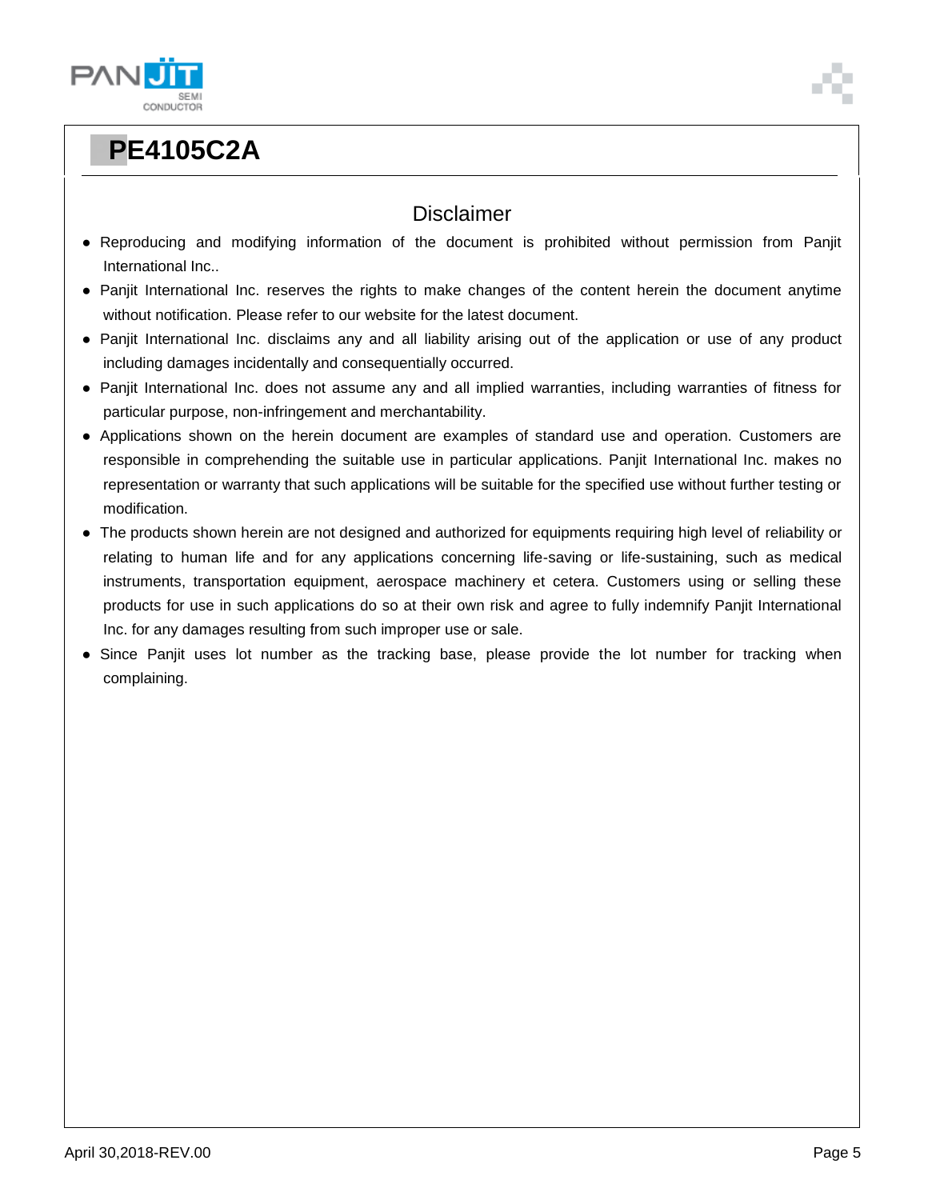# PE4105C2A

## Disclaimer

- Reproducing and modifying information of the document is prohibited without permission from Panjit International Inc..
- Panjit International Inc. reserves the rights to make changes of the content herein the document anytime without notification. Please refer to our website for the latest document.
- Panjit International Inc. disclaims any and all liability arising out of the application or use of any product including damages incidentally and consequentially occurred.
- Panjit International Inc. does not assume any and all implied warranties, including warranties of fitness for particular purpose, non-infringement and merchantability.
- Applications shown on the herein document are examples of standard use and operation. Customers are responsible in comprehending the suitable use in particular applications. Panjit International Inc. makes no representation or warranty that such applications will be suitable for the specified use without further testing or modification.
- The products shown herein are not designed and authorized for equipments requiring high level of reliability or relating to human life and for any applications concerning life-saving or life-sustaining, such as medical instruments, transportation equipment, aerospace machinery et cetera. Customers using or selling these products for use in such applications do so at their own risk and agree to fully indemnify Panjit International Inc. for any damages resulting from such improper use or sale.
- Since Panjit uses lot number as the tracking base, please provide the lot number for tracking when complaining.

April 30,2018-REV.00